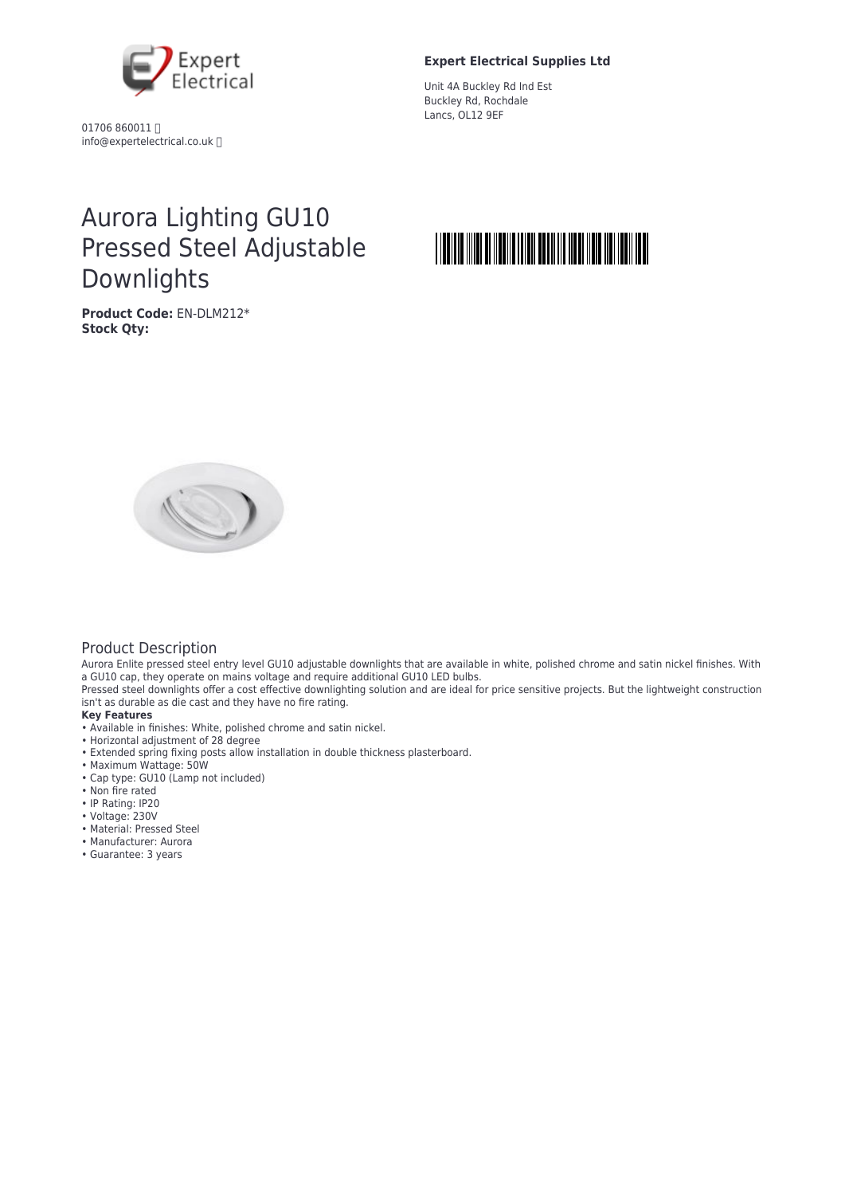Expert Electrical

01706 860011
info@expertelectrical.co.uk

**Expert Electrical Supplies Ltd**

Unit 4A Buckley Rd Ind Est
Buckley Rd, Rochdale
Lancs, OL12 9EF

# Aurora Lighting GU10 Pressed Steel Adjustable Downlights

**Product Code:** EN-DLM212*
**Stock Qty:**

## Product Description

Aurora Enlite pressed steel entry level GU10 adjustable downlights that are available in white, polished chrome and satin nickel finishes. With a GU10 cap, they operate on mains voltage and require additional GU10 LED bulbs.
Pressed steel downlights offer a cost effective downlighting solution and are ideal for price sensitive projects. But the lightweight construction isn't as durable as die cast and they have no fire rating.

**Key Features**

- Available in finishes: White, polished chrome and satin nickel.
- Horizontal adjustment of 28 degree
- Extended spring fixing posts allow installation in double thickness plasterboard.
- Maximum Wattage: 50W
- Cap type: GU10 (Lamp not included)
- Non fire rated
- IP Rating: IP20
- Voltage: 230V
- Material: Pressed Steel
- Manufacturer: Aurora
- Guarantee: 3 years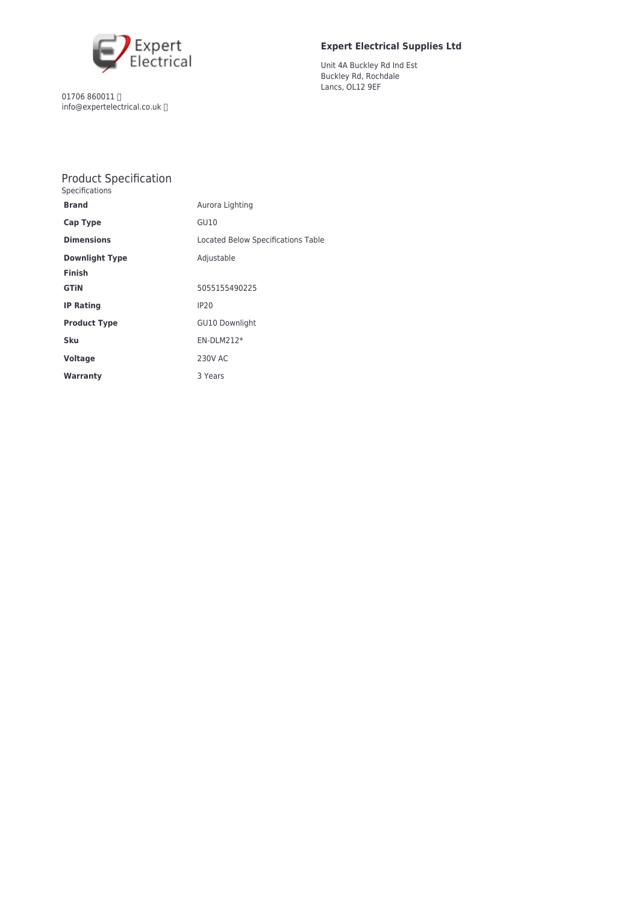**Expert Electrical Supplies Ltd**

Unit 4A Buckley Rd Ind Est
Buckley Rd, Rochdale
Lancs, OL12 9EF

01706 860011
info@expertelectrical.co.uk

## Product Specification

Specifications

| | |
|---|---|
| **Brand** | Aurora Lighting |
| **Cap Type** | GU10 |
| **Dimensions** | Located Below Specifications Table |
| **Downlight Type** | Adjustable |
| **Finish** | |
| **GTiN** | 5055155490225 |
| **IP Rating** | IP20 |
| **Product Type** | GU10 Downlight |
| **Sku** | EN-DLM212* |
| **Voltage** | 230V AC |
| **Warranty** | 3 Years |